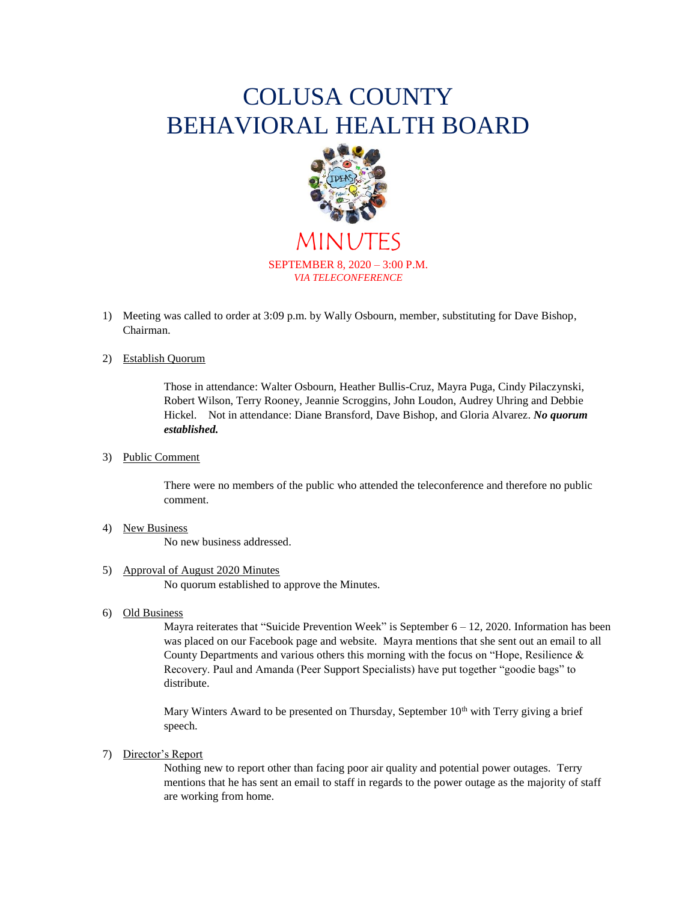# COLUSA COUNTY
# BEHAVIORAL HEALTH BOARD

## MINUTES

SEPTEMBER 8, 2020 – 3:00 P.M.
*VIA TELECONFERENCE*

1) Meeting was called to order at 3:09 p.m. by Wally Osbourn, member, substituting for Dave Bishop, Chairman.

2) Establish Quorum

   Those in attendance: Walter Osbourn, Heather Bullis-Cruz, Mayra Puga, Cindy Pilaczynski, Robert Wilson, Terry Rooney, Jeannie Scroggins, John Loudon, Audrey Uhring and Debbie Hickel. Not in attendance: Diane Bransford, Dave Bishop, and Gloria Alvarez. ***No quorum established.***

3) Public Comment

   There were no members of the public who attended the teleconference and therefore no public comment.

4) New Business

   No new business addressed.

5) Approval of August 2020 Minutes

   No quorum established to approve the Minutes.

6) Old Business

   Mayra reiterates that "Suicide Prevention Week" is September 6 – 12, 2020. Information has been was placed on our Facebook page and website. Mayra mentions that she sent out an email to all County Departments and various others this morning with the focus on "Hope, Resilience & Recovery. Paul and Amanda (Peer Support Specialists) have put together "goodie bags" to distribute.

   Mary Winters Award to be presented on Thursday, September 10th with Terry giving a brief speech.

7) Director's Report

   Nothing new to report other than facing poor air quality and potential power outages. Terry mentions that he has sent an email to staff in regards to the power outage as the majority of staff are working from home.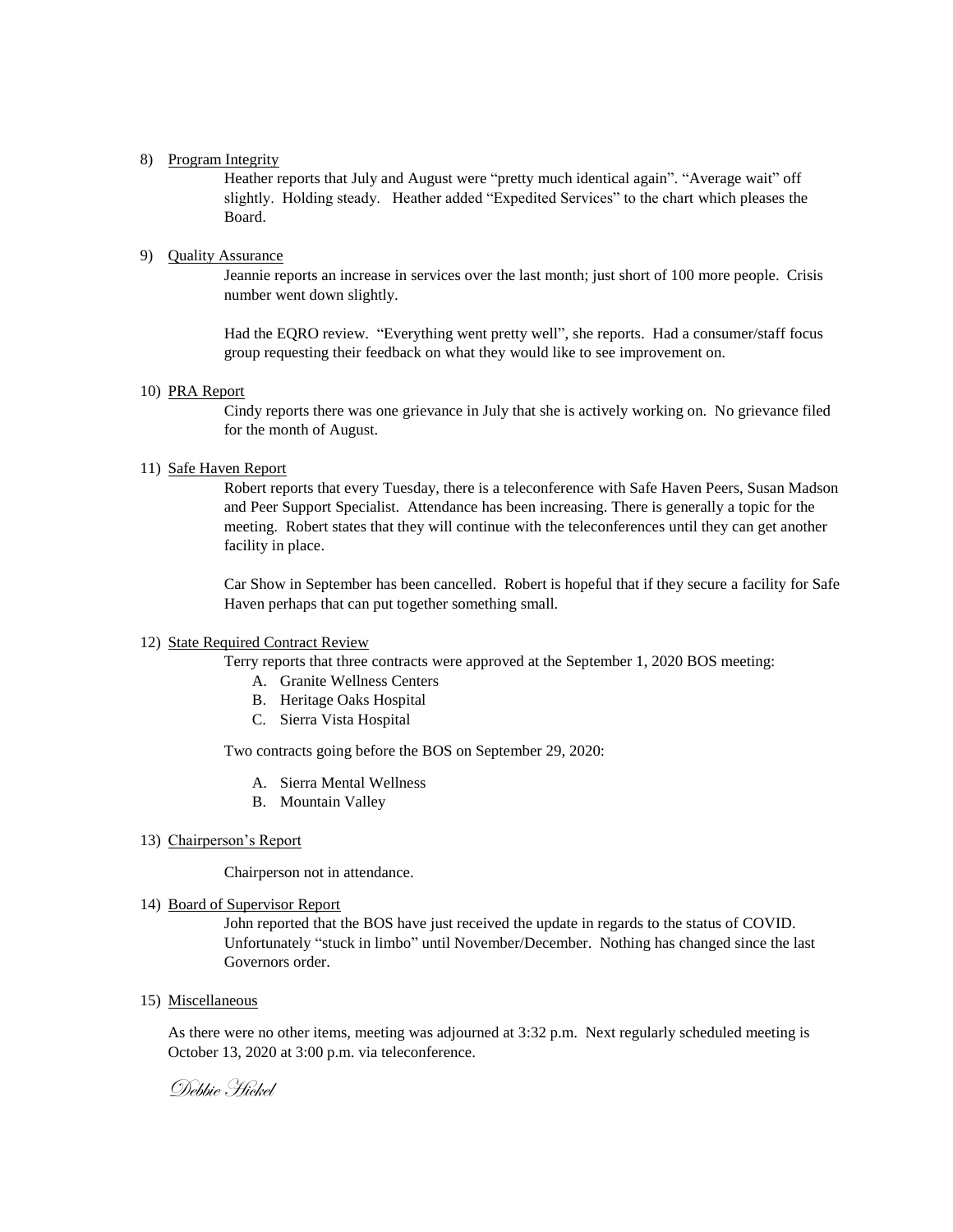8) Program Integrity

Heather reports that July and August were "pretty much identical again". "Average wait" off slightly. Holding steady. Heather added "Expedited Services" to the chart which pleases the Board.

9) Quality Assurance

Jeannie reports an increase in services over the last month; just short of 100 more people. Crisis number went down slightly.

Had the EQRO review. "Everything went pretty well", she reports. Had a consumer/staff focus group requesting their feedback on what they would like to see improvement on.

10) PRA Report

Cindy reports there was one grievance in July that she is actively working on. No grievance filed for the month of August.

11) Safe Haven Report

Robert reports that every Tuesday, there is a teleconference with Safe Haven Peers, Susan Madson and Peer Support Specialist. Attendance has been increasing. There is generally a topic for the meeting. Robert states that they will continue with the teleconferences until they can get another facility in place.

Car Show in September has been cancelled. Robert is hopeful that if they secure a facility for Safe Haven perhaps that can put together something small.

12) State Required Contract Review

Terry reports that three contracts were approved at the September 1, 2020 BOS meeting:

A. Granite Wellness Centers
B. Heritage Oaks Hospital
C. Sierra Vista Hospital

Two contracts going before the BOS on September 29, 2020:

A. Sierra Mental Wellness
B. Mountain Valley

13) Chairperson's Report

Chairperson not in attendance.

14) Board of Supervisor Report

John reported that the BOS have just received the update in regards to the status of COVID. Unfortunately "stuck in limbo" until November/December. Nothing has changed since the last Governors order.

15) Miscellaneous

As there were no other items, meeting was adjourned at 3:32 p.m. Next regularly scheduled meeting is October 13, 2020 at 3:00 p.m. via teleconference.

*Debbie Hickel*